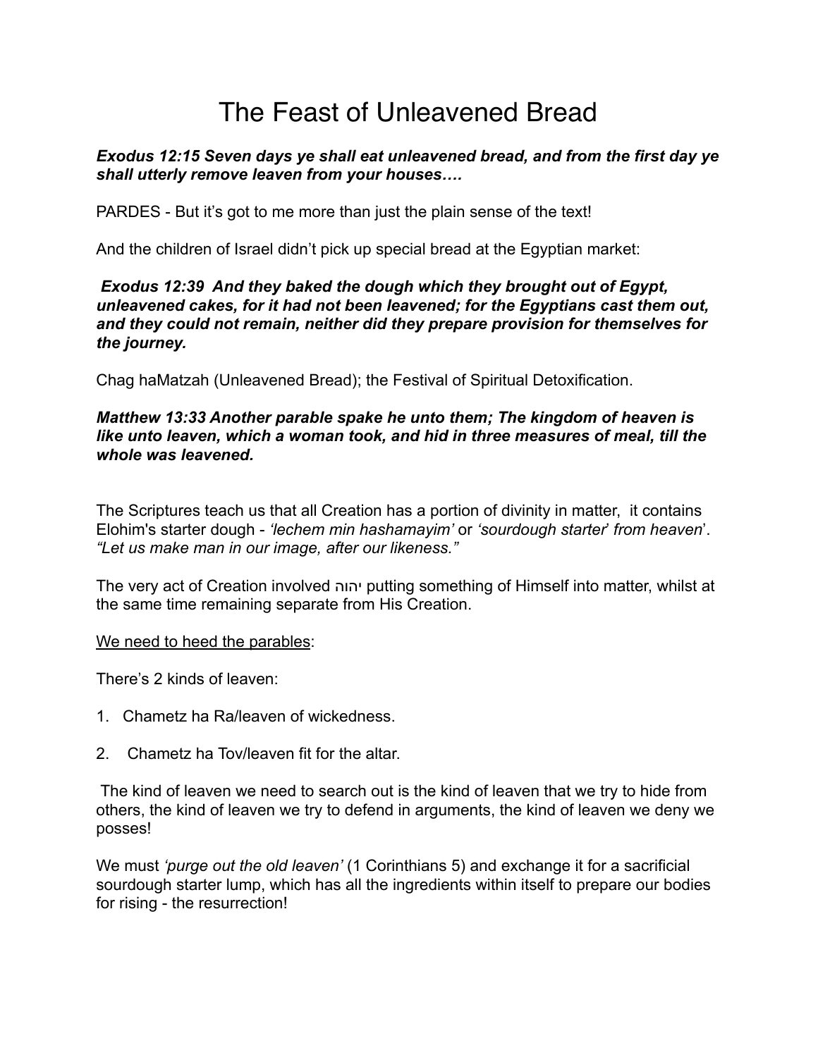# The Feast of Unleavened Bread

***Exodus 12:15 Seven days ye shall eat unleavened bread, and from the first day ye shall utterly remove leaven from your houses….***

PARDES - But it's got to me more than just the plain sense of the text!

And the children of Israel didn't pick up special bread at the Egyptian market:

***Exodus 12:39 And they baked the dough which they brought out of Egypt, unleavened cakes, for it had not been leavened; for the Egyptians cast them out, and they could not remain, neither did they prepare provision for themselves for the journey.***

Chag haMatzah (Unleavened Bread); the Festival of Spiritual Detoxification.

***Matthew 13:33 Another parable spake he unto them; The kingdom of heaven is like unto leaven, which a woman took, and hid in three measures of meal, till the whole was leavened.***

The Scriptures teach us that all Creation has a portion of divinity in matter, it contains Elohim's starter dough - *'lechem min hashamayim'* or *'sourdough starter' from heaven*'. *"Let us make man in our image, after our likeness."*

The very act of Creation involved יהוה putting something of Himself into matter, whilst at the same time remaining separate from His Creation.

<u>We need to heed the parables</u>:

There's 2 kinds of leaven:

1. Chametz ha Ra/leaven of wickedness.
2. Chametz ha Tov/leaven fit for the altar.

The kind of leaven we need to search out is the kind of leaven that we try to hide from others, the kind of leaven we try to defend in arguments, the kind of leaven we deny we posses!

We must *'purge out the old leaven'* (1 Corinthians 5) and exchange it for a sacrificial sourdough starter lump, which has all the ingredients within itself to prepare our bodies for rising - the resurrection!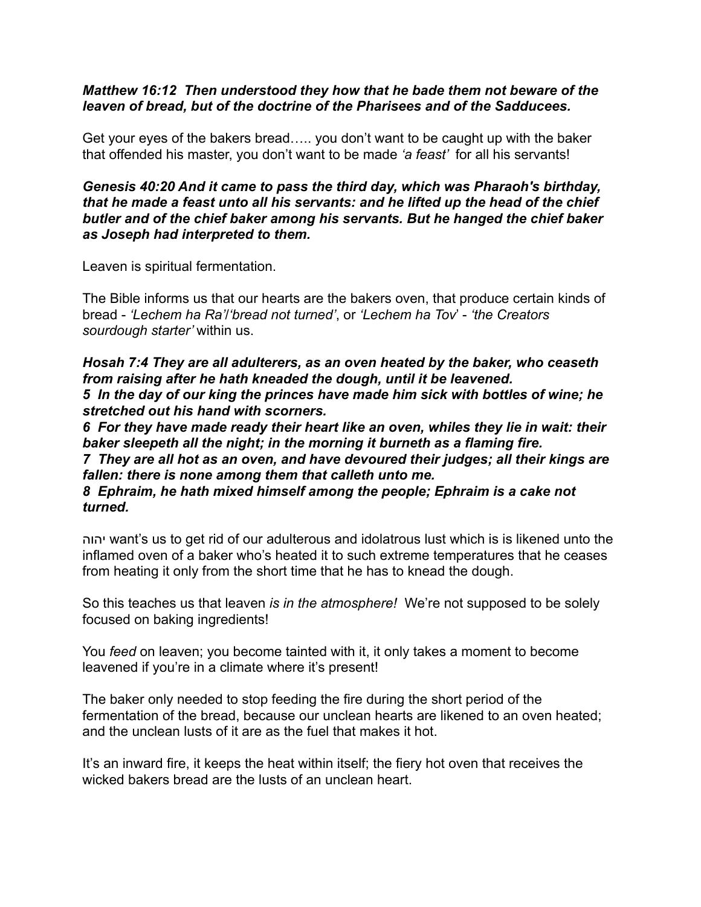***Matthew 16:12 Then understood they how that he bade them not beware of the leaven of bread, but of the doctrine of the Pharisees and of the Sadducees.***

Get your eyes of the bakers bread….. you don't want to be caught up with the baker that offended his master, you don't want to be made *'a feast'* for all his servants!

***Genesis 40:20 And it came to pass the third day, which was Pharaoh's birthday, that he made a feast unto all his servants: and he lifted up the head of the chief butler and of the chief baker among his servants. But he hanged the chief baker as Joseph had interpreted to them.***

Leaven is spiritual fermentation.

The Bible informs us that our hearts are the bakers oven, that produce certain kinds of bread - *'Lechem ha Ra'*/*'bread not turned'*, or *'Lechem ha Tov'* - *'the Creators sourdough starter'* within us.

***Hosah 7:4 They are all adulterers, as an oven heated by the baker, who ceaseth from raising after he hath kneaded the dough, until it be leavened.***
***5 In the day of our king the princes have made him sick with bottles of wine; he stretched out his hand with scorners.***
***6 For they have made ready their heart like an oven, whiles they lie in wait: their baker sleepeth all the night; in the morning it burneth as a flaming fire.***
***7 They are all hot as an oven, and have devoured their judges; all their kings are fallen: there is none among them that calleth unto me.***
***8 Ephraim, he hath mixed himself among the people; Ephraim is a cake not turned.***

יהוה want's us to get rid of our adulterous and idolatrous lust which is is likened unto the inflamed oven of a baker who's heated it to such extreme temperatures that he ceases from heating it only from the short time that he has to knead the dough.

So this teaches us that leaven *is in the atmosphere!* We're not supposed to be solely focused on baking ingredients!

You *feed* on leaven; you become tainted with it, it only takes a moment to become leavened if you're in a climate where it's present!

The baker only needed to stop feeding the fire during the short period of the fermentation of the bread, because our unclean hearts are likened to an oven heated; and the unclean lusts of it are as the fuel that makes it hot.

It's an inward fire, it keeps the heat within itself; the fiery hot oven that receives the wicked bakers bread are the lusts of an unclean heart.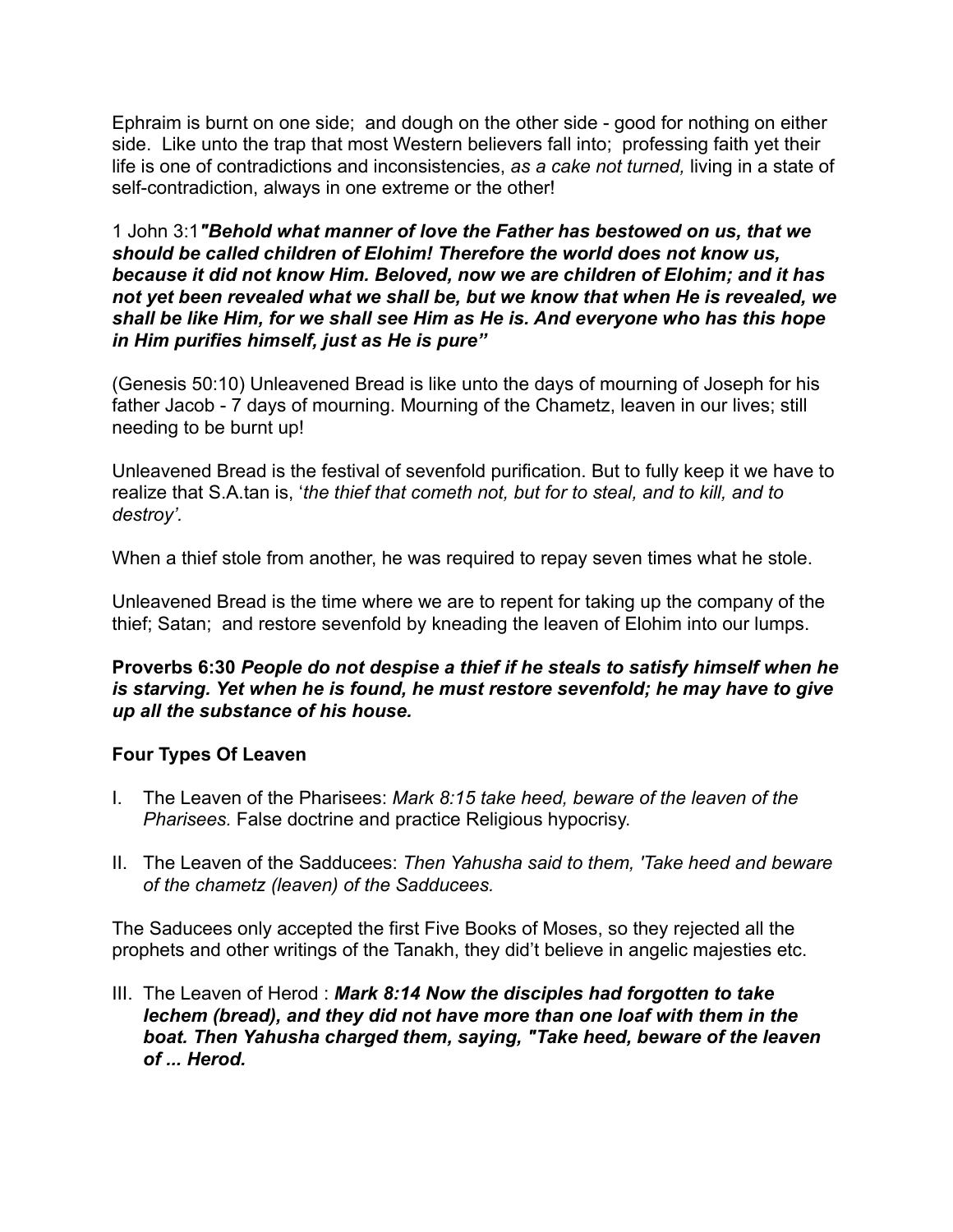Ephraim is burnt on one side;  and dough on the other side - good for nothing on either side.  Like unto the trap that most Western believers fall into;  professing faith yet their life is one of contradictions and inconsistencies, *as a cake not turned,* living in a state of self-contradiction, always in one extreme or the other!

1 John 3:1***"Behold what manner of love the Father has bestowed on us, that we should be called children of Elohim! Therefore the world does not know us, because it did not know Him. Beloved, now we are children of Elohim; and it has not yet been revealed what we shall be, but we know that when He is revealed, we shall be like Him, for we shall see Him as He is. And everyone who has this hope in Him purifies himself, just as He is pure"***

(Genesis 50:10) Unleavened Bread is like unto the days of mourning of Joseph for his father Jacob - 7 days of mourning. Mourning of the Chametz, leaven in our lives; still needing to be burnt up!

Unleavened Bread is the festival of sevenfold purification. But to fully keep it we have to realize that S.A.tan is, '*the thief that cometh not, but for to steal, and to kill, and to destroy'.*

When a thief stole from another, he was required to repay seven times what he stole.

Unleavened Bread is the time where we are to repent for taking up the company of the thief; Satan;  and restore sevenfold by kneading the leaven of Elohim into our lumps.

**Proverbs 6:30** ***People do not despise a thief if he steals to satisfy himself when he is starving. Yet when he is found, he must restore sevenfold; he may have to give up all the substance of his house.***

**Four Types Of Leaven**

I. The Leaven of the Pharisees: *Mark 8:15 take heed, beware of the leaven of the Pharisees.* False doctrine and practice Religious hypocrisy.

II. The Leaven of the Sadducees: *Then Yahusha said to them, 'Take heed and beware of the chametz (leaven) of the Sadducees.*

The Saducees only accepted the first Five Books of Moses, so they rejected all the prophets and other writings of the Tanakh, they didn't believe in angelic majesties etc.

III. The Leaven of Herod : ***Mark 8:14 Now the disciples had forgotten to take lechem (bread), and they did not have more than one loaf with them in the boat. Then Yahusha charged them, saying, "Take heed, beware of the leaven of ... Herod.***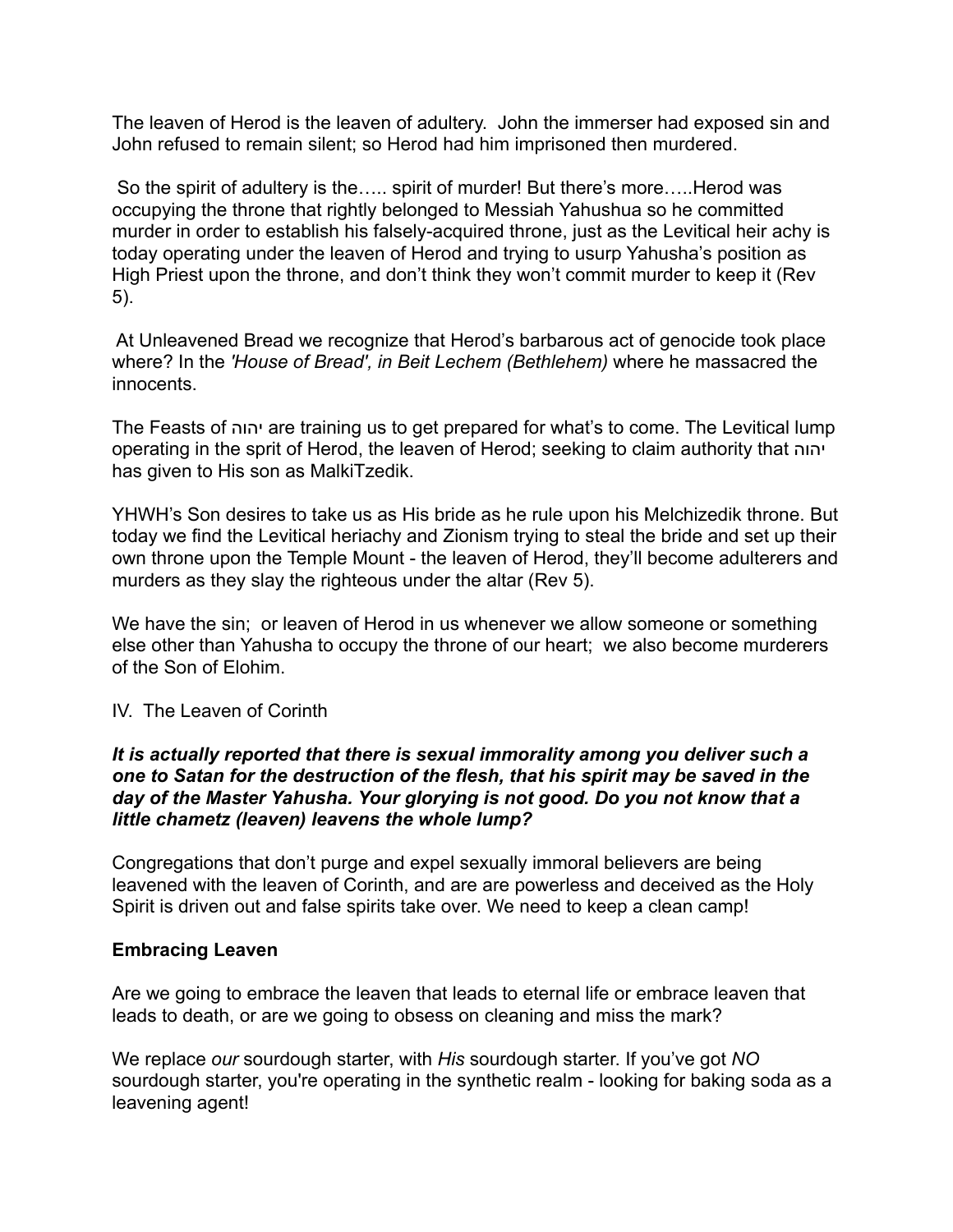The leaven of Herod is the leaven of adultery. John the immerser had exposed sin and John refused to remain silent; so Herod had him imprisoned then murdered.

So the spirit of adultery is the….. spirit of murder! But there's more…..Herod was occupying the throne that rightly belonged to Messiah Yahushua so he committed murder in order to establish his falsely-acquired throne, just as the Levitical heir achy is today operating under the leaven of Herod and trying to usurp Yahusha's position as High Priest upon the throne, and don't think they won't commit murder to keep it (Rev 5).

At Unleavened Bread we recognize that Herod's barbarous act of genocide took place where? In the *'House of Bread', in Beit Lechem (Bethlehem)* where he massacred the innocents.

The Feasts of יהוה are training us to get prepared for what's to come. The Levitical lump operating in the sprit of Herod, the leaven of Herod; seeking to claim authority that יהוה has given to His son as MalkiTzedik.

YHWH's Son desires to take us as His bride as he rule upon his Melchizedik throne. But today we find the Levitical heriachy and Zionism trying to steal the bride and set up their own throne upon the Temple Mount - the leaven of Herod, they'll become adulterers and murders as they slay the righteous under the altar (Rev 5).

We have the sin; or leaven of Herod in us whenever we allow someone or something else other than Yahusha to occupy the throne of our heart; we also become murderers of the Son of Elohim.

IV. The Leaven of Corinth

***It is actually reported that there is sexual immorality among you deliver such a one to Satan for the destruction of the flesh, that his spirit may be saved in the day of the Master Yahusha. Your glorying is not good. Do you not know that a little chametz (leaven) leavens the whole lump?***

Congregations that don't purge and expel sexually immoral believers are being leavened with the leaven of Corinth, and are are powerless and deceived as the Holy Spirit is driven out and false spirits take over. We need to keep a clean camp!

**Embracing Leaven**

Are we going to embrace the leaven that leads to eternal life or embrace leaven that leads to death, or are we going to obsess on cleaning and miss the mark?

We replace *our* sourdough starter, with *His* sourdough starter. If you've got *NO* sourdough starter, you're operating in the synthetic realm - looking for baking soda as a leavening agent!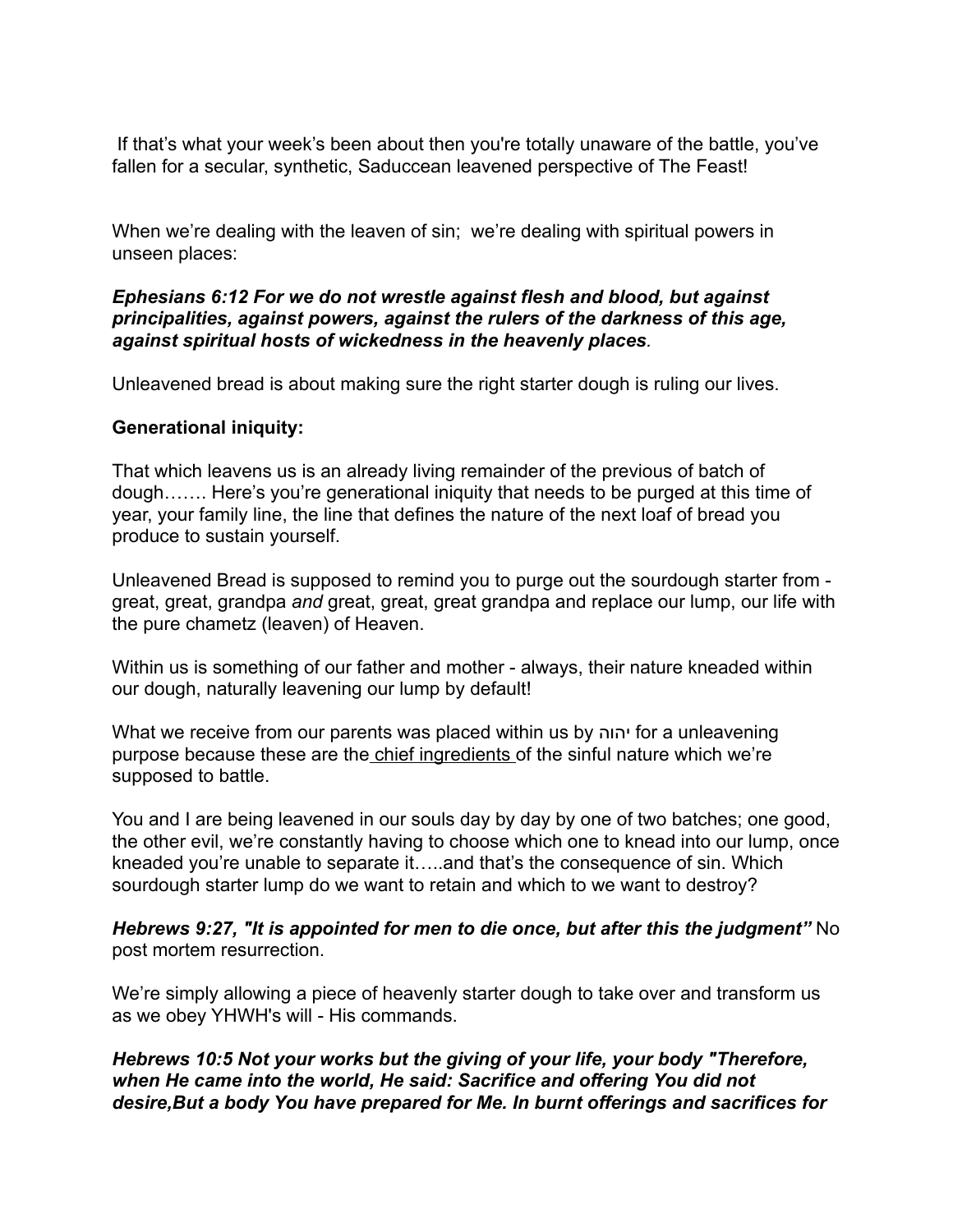If that's what your week's been about then you're totally unaware of the battle, you've fallen for a secular, synthetic, Saduccean leavened perspective of The Feast!

When we're dealing with the leaven of sin; we're dealing with spiritual powers in unseen places:

***Ephesians 6:12 For we do not wrestle against flesh and blood, but against principalities, against powers, against the rulers of the darkness of this age, against spiritual hosts of wickedness in the heavenly places.***

Unleavened bread is about making sure the right starter dough is ruling our lives.

**Generational iniquity:**

That which leavens us is an already living remainder of the previous of batch of dough……. Here's you're generational iniquity that needs to be purged at this time of year, your family line, the line that defines the nature of the next loaf of bread you produce to sustain yourself.

Unleavened Bread is supposed to remind you to purge out the sourdough starter from - great, great, grandpa *and* great, great, great grandpa and replace our lump, our life with the pure chametz (leaven) of Heaven.

Within us is something of our father and mother - always, their nature kneaded within our dough, naturally leavening our lump by default!

What we receive from our parents was placed within us by יהוה for a unleavening purpose because these are the <u>chief ingredients</u> of the sinful nature which we're supposed to battle.

You and I are being leavened in our souls day by day by one of two batches; one good, the other evil, we're constantly having to choose which one to knead into our lump, once kneaded you're unable to separate it…..and that's the consequence of sin. Which sourdough starter lump do we want to retain and which to we want to destroy?

***Hebrews 9:27, "It is appointed for men to die once, but after this the judgment"*** No post mortem resurrection.

We're simply allowing a piece of heavenly starter dough to take over and transform us as we obey YHWH's will - His commands.

***Hebrews 10:5 Not your works but the giving of your life, your body "Therefore, when He came into the world, He said: Sacrifice and offering You did not desire,But a body You have prepared for Me. In burnt offerings and sacrifices for***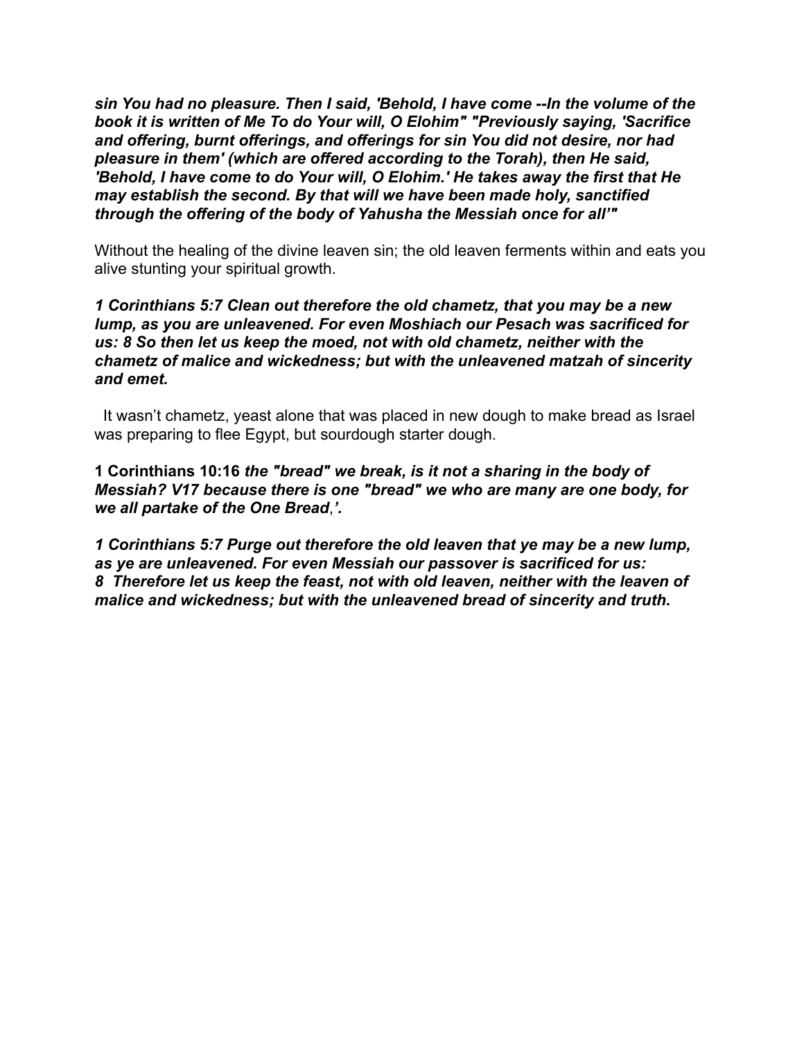***sin You had no pleasure. Then I said, 'Behold, I have come --In the volume of the book it is written of Me To do Your will, O Elohim" "Previously saying, 'Sacrifice and offering, burnt offerings, and offerings for sin You did not desire, nor had pleasure in them' (which are offered according to the Torah), then He said, 'Behold, I have come to do Your will, O Elohim.' He takes away the first that He may establish the second. By that will we have been made holy, sanctified through the offering of the body of Yahusha the Messiah once for all'"***

Without the healing of the divine leaven sin; the old leaven ferments within and eats you alive stunting your spiritual growth.

***1 Corinthians 5:7 Clean out therefore the old chametz, that you may be a new lump, as you are unleavened. For even Moshiach our Pesach was sacrificed for us: 8 So then let us keep the moed, not with old chametz, neither with the chametz of malice and wickedness; but with the unleavened matzah of sincerity and emet.***

It wasn't chametz, yeast alone that was placed in new dough to make bread as Israel was preparing to flee Egypt, but sourdough starter dough.

**1 Corinthians 10:16** ***the "bread" we break, is it not a sharing in the body of Messiah? V17 because there is one "bread" we who are many are one body, for we all partake of the One Bread***,***'.***

***1 Corinthians 5:7 Purge out therefore the old leaven that ye may be a new lump, as ye are unleavened. For even Messiah our passover is sacrificed for us: 8 Therefore let us keep the feast, not with old leaven, neither with the leaven of malice and wickedness; but with the unleavened bread of sincerity and truth.***